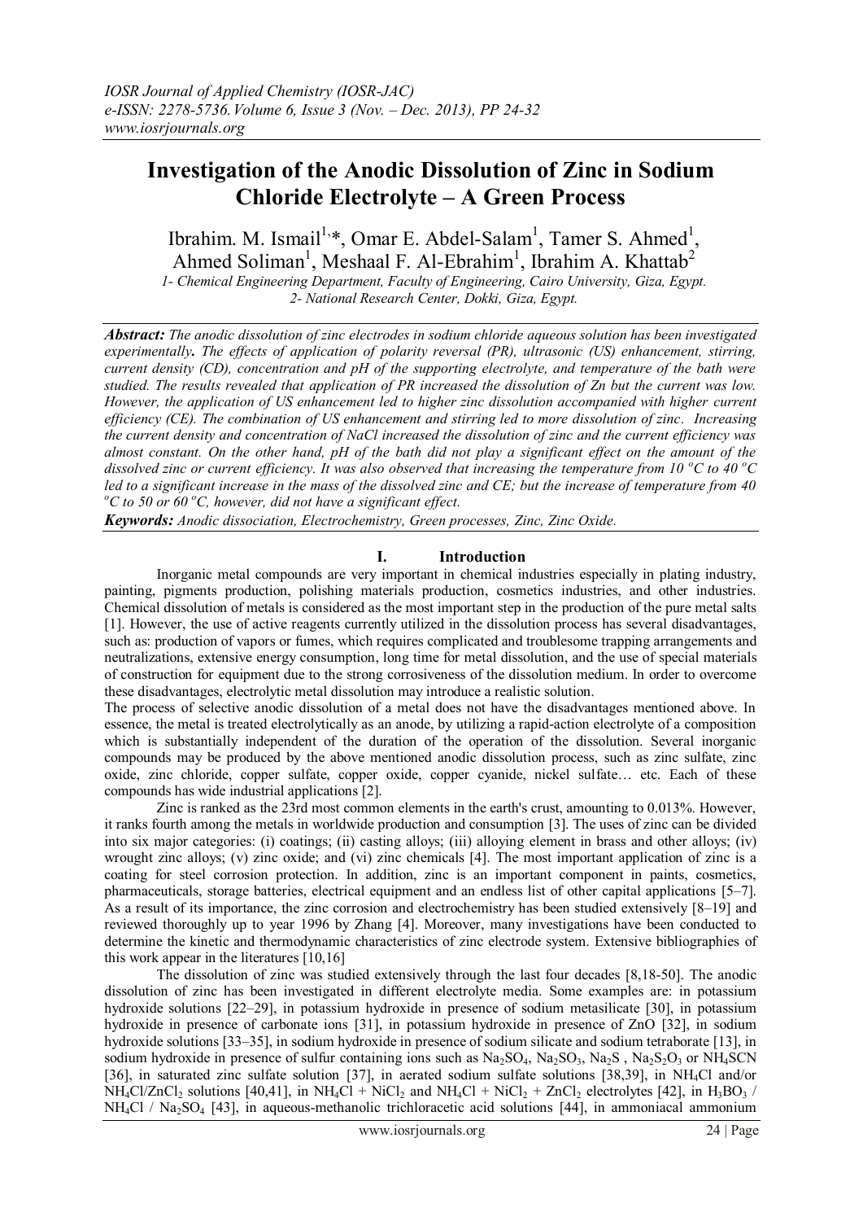# Investigation of the Anodic Dissolution of Zinc in Sodium Chloride Electrolyte – A Green Process

Ibrahim. M. Ismail[1,*], Omar E. Abdel-Salam[1], Tamer S. Ahmed[1], Ahmed Soliman[1], Meshaal F. Al-Ebrahim[1], Ibrahim A. Khattab[2]

*1- Chemical Engineering Department, Faculty of Engineering, Cairo University, Giza, Egypt.*
*2- National Research Center, Dokki, Giza, Egypt.*

***Abstract:*** *The anodic dissolution of zinc electrodes in sodium chloride aqueous solution has been investigated experimentally. The effects of application of polarity reversal (PR), ultrasonic (US) enhancement, stirring, current density (CD), concentration and pH of the supporting electrolyte, and temperature of the bath were studied. The results revealed that application of PR increased the dissolution of Zn but the current was low. However, the application of US enhancement led to higher zinc dissolution accompanied with higher current efficiency (CE). The combination of US enhancement and stirring led to more dissolution of zinc. Increasing the current density and concentration of NaCl increased the dissolution of zinc and the current efficiency was almost constant. On the other hand, pH of the bath did not play a significant effect on the amount of the dissolved zinc or current efficiency. It was also observed that increasing the temperature from 10 °C to 40 °C led to a significant increase in the mass of the dissolved zinc and CE; but the increase of temperature from 40 °C to 50 or 60 °C, however, did not have a significant effect.*

***Keywords:*** *Anodic dissociation, Electrochemistry, Green processes, Zinc, Zinc Oxide.*

## I. Introduction

Inorganic metal compounds are very important in chemical industries especially in plating industry, painting, pigments production, polishing materials production, cosmetics industries, and other industries. Chemical dissolution of metals is considered as the most important step in the production of the pure metal salts [1]. However, the use of active reagents currently utilized in the dissolution process has several disadvantages, such as: production of vapors or fumes, which requires complicated and troublesome trapping arrangements and neutralizations, extensive energy consumption, long time for metal dissolution, and the use of special materials of construction for equipment due to the strong corrosiveness of the dissolution medium. In order to overcome these disadvantages, electrolytic metal dissolution may introduce a realistic solution.

The process of selective anodic dissolution of a metal does not have the disadvantages mentioned above. In essence, the metal is treated electrolytically as an anode, by utilizing a rapid-action electrolyte of a composition which is substantially independent of the duration of the operation of the dissolution. Several inorganic compounds may be produced by the above mentioned anodic dissolution process, such as zinc sulfate, zinc oxide, zinc chloride, copper sulfate, copper oxide, copper cyanide, nickel sulfate… etc. Each of these compounds has wide industrial applications [2].

Zinc is ranked as the 23rd most common elements in the earth's crust, amounting to 0.013%. However, it ranks fourth among the metals in worldwide production and consumption [3]. The uses of zinc can be divided into six major categories: (i) coatings; (ii) casting alloys; (iii) alloying element in brass and other alloys; (iv) wrought zinc alloys; (v) zinc oxide; and (vi) zinc chemicals [4]. The most important application of zinc is a coating for steel corrosion protection. In addition, zinc is an important component in paints, cosmetics, pharmaceuticals, storage batteries, electrical equipment and an endless list of other capital applications [5–7]. As a result of its importance, the zinc corrosion and electrochemistry has been studied extensively [8–19] and reviewed thoroughly up to year 1996 by Zhang [4]. Moreover, many investigations have been conducted to determine the kinetic and thermodynamic characteristics of zinc electrode system. Extensive bibliographies of this work appear in the literatures [10,16]

The dissolution of zinc was studied extensively through the last four decades [8,18-50]. The anodic dissolution of zinc has been investigated in different electrolyte media. Some examples are: in potassium hydroxide solutions [22–29], in potassium hydroxide in presence of sodium metasilicate [30], in potassium hydroxide in presence of carbonate ions [31], in potassium hydroxide in presence of ZnO [32], in sodium hydroxide solutions [33–35], in sodium hydroxide in presence of sodium silicate and sodium tetraborate [13], in sodium hydroxide in presence of sulfur containing ions such as $Na_2SO_4$, $Na_2SO_3$, $Na_2S$ , $Na_2S_2O_3$ or $NH_4SCN$ [36], in saturated zinc sulfate solution [37], in aerated sodium sulfate solutions [38,39], in $NH_4Cl$ and/or $NH_4Cl/ZnCl_2$ solutions [40,41], in $NH_4Cl + NiCl_2$ and $NH_4Cl + NiCl_2 + ZnCl_2$ electrolytes [42], in $H_3BO_3$ / $NH_4Cl$ / $Na_2SO_4$ [43], in aqueous-methanolic trichloracetic acid solutions [44], in ammoniacal ammonium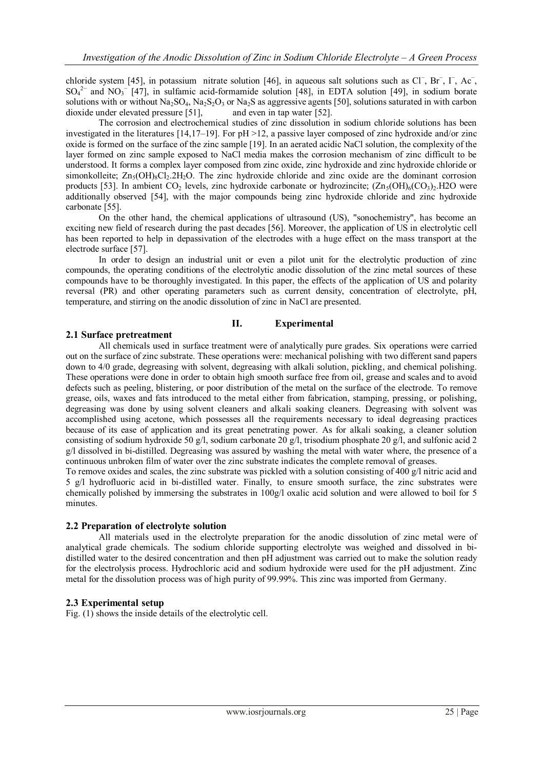chloride system [45], in potassium nitrate solution [46], in aqueous salt solutions such as $Cl^-$, $Br^-$, $I^-$, $Ac^-$, $SO_4^{2-}$ and $NO_3^-$ [47], in sulfamic acid-formamide solution [48], in EDTA solution [49], in sodium borate solutions with or without $Na_2SO_4$, $Na_2S_2O_3$ or $Na_2S$ as aggressive agents [50], solutions saturated in with carbon dioxide under elevated pressure [51], and even in tap water [52].

The corrosion and electrochemical studies of zinc dissolution in sodium chloride solutions has been investigated in the literatures [14,17–19]. For pH >12, a passive layer composed of zinc hydroxide and/or zinc oxide is formed on the surface of the zinc sample [19]. In an aerated acidic NaCl solution, the complexity of the layer formed on zinc sample exposed to NaCl media makes the corrosion mechanism of zinc difficult to be understood. It forms a complex layer composed from zinc oxide, zinc hydroxide and zinc hydroxide chloride or simonkolleite; $Zn_5(OH)_8Cl_2.2H_2O$. The zinc hydroxide chloride and zinc oxide are the dominant corrosion products [53]. In ambient $CO_2$ levels, zinc hydroxide carbonate or hydrozincite; $(Zn_5(OH)_6(CO_3)_2.H2O$ were additionally observed [54], with the major compounds being zinc hydroxide chloride and zinc hydroxide carbonate [55].

On the other hand, the chemical applications of ultrasound (US), "sonochemistry", has become an exciting new field of research during the past decades [56]. Moreover, the application of US in electrolytic cell has been reported to help in depassivation of the electrodes with a huge effect on the mass transport at the electrode surface [57].

In order to design an industrial unit or even a pilot unit for the electrolytic production of zinc compounds, the operating conditions of the electrolytic anodic dissolution of the zinc metal sources of these compounds have to be thoroughly investigated. In this paper, the effects of the application of US and polarity reversal (PR) and other operating parameters such as current density, concentration of electrolyte, pH, temperature, and stirring on the anodic dissolution of zinc in NaCl are presented.

## II. Experimental

### 2.1 Surface pretreatment

All chemicals used in surface treatment were of analytically pure grades. Six operations were carried out on the surface of zinc substrate. These operations were: mechanical polishing with two different sand papers down to 4/0 grade, degreasing with solvent, degreasing with alkali solution, pickling, and chemical polishing. These operations were done in order to obtain high smooth surface free from oil, grease and scales and to avoid defects such as peeling, blistering, or poor distribution of the metal on the surface of the electrode. To remove grease, oils, waxes and fats introduced to the metal either from fabrication, stamping, pressing, or polishing, degreasing was done by using solvent cleaners and alkali soaking cleaners. Degreasing with solvent was accomplished using acetone, which possesses all the requirements necessary to ideal degreasing practices because of its ease of application and its great penetrating power. As for alkali soaking, a cleaner solution consisting of sodium hydroxide 50 g/l, sodium carbonate 20 g/l, trisodium phosphate 20 g/l, and sulfonic acid 2 g/l dissolved in bi-distilled. Degreasing was assured by washing the metal with water where, the presence of a continuous unbroken film of water over the zinc substrate indicates the complete removal of greases.

To remove oxides and scales, the zinc substrate was pickled with a solution consisting of 400 g/l nitric acid and 5 g/l hydrofluoric acid in bi-distilled water. Finally, to ensure smooth surface, the zinc substrates were chemically polished by immersing the substrates in 100g/l oxalic acid solution and were allowed to boil for 5 minutes.

### 2.2 Preparation of electrolyte solution

All materials used in the electrolyte preparation for the anodic dissolution of zinc metal were of analytical grade chemicals. The sodium chloride supporting electrolyte was weighed and dissolved in bi-distilled water to the desired concentration and then pH adjustment was carried out to make the solution ready for the electrolysis process. Hydrochloric acid and sodium hydroxide were used for the pH adjustment. Zinc metal for the dissolution process was of high purity of 99.99%. This zinc was imported from Germany.

### 2.3 Experimental setup

Fig. (1) shows the inside details of the electrolytic cell.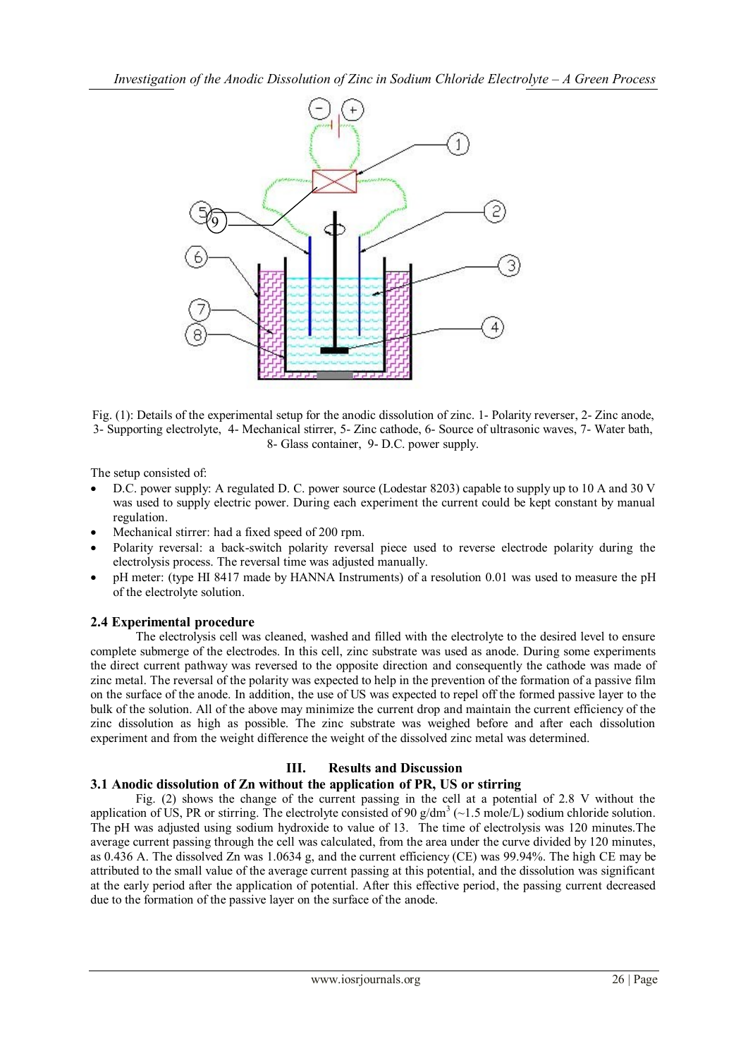Fig. (1): Details of the experimental setup for the anodic dissolution of zinc. 1- Polarity reverser, 2- Zinc anode, 3- Supporting electrolyte, 4- Mechanical stirrer, 5- Zinc cathode, 6- Source of ultrasonic waves, 7- Water bath, 8- Glass container, 9- D.C. power supply.

The setup consisted of:

- D.C. power supply: A regulated D. C. power source (Lodestar 8203) capable to supply up to 10 A and 30 V was used to supply electric power. During each experiment the current could be kept constant by manual regulation.
- Mechanical stirrer: had a fixed speed of 200 rpm.
- Polarity reversal: a back-switch polarity reversal piece used to reverse electrode polarity during the electrolysis process. The reversal time was adjusted manually.
- pH meter: (type HI 8417 made by HANNA Instruments) of a resolution 0.01 was used to measure the pH of the electrolyte solution.

### 2.4 Experimental procedure

The electrolysis cell was cleaned, washed and filled with the electrolyte to the desired level to ensure complete submerge of the electrodes. In this cell, zinc substrate was used as anode. During some experiments the direct current pathway was reversed to the opposite direction and consequently the cathode was made of zinc metal. The reversal of the polarity was expected to help in the prevention of the formation of a passive film on the surface of the anode. In addition, the use of US was expected to repel off the formed passive layer to the bulk of the solution. All of the above may minimize the current drop and maintain the current efficiency of the zinc dissolution as high as possible. The zinc substrate was weighed before and after each dissolution experiment and from the weight difference the weight of the dissolved zinc metal was determined.

## III. Results and Discussion

### 3.1 Anodic dissolution of Zn without the application of PR, US or stirring

Fig. (2) shows the change of the current passing in the cell at a potential of 2.8 V without the application of US, PR or stirring. The electrolyte consisted of 90 $g/dm^3$ (~1.5 mole/L) sodium chloride solution. The pH was adjusted using sodium hydroxide to value of 13. The time of electrolysis was 120 minutes.The average current passing through the cell was calculated, from the area under the curve divided by 120 minutes, as 0.436 A. The dissolved Zn was 1.0634 g, and the current efficiency (CE) was 99.94%. The high CE may be attributed to the small value of the average current passing at this potential, and the dissolution was significant at the early period after the application of potential. After this effective period, the passing current decreased due to the formation of the passive layer on the surface of the anode.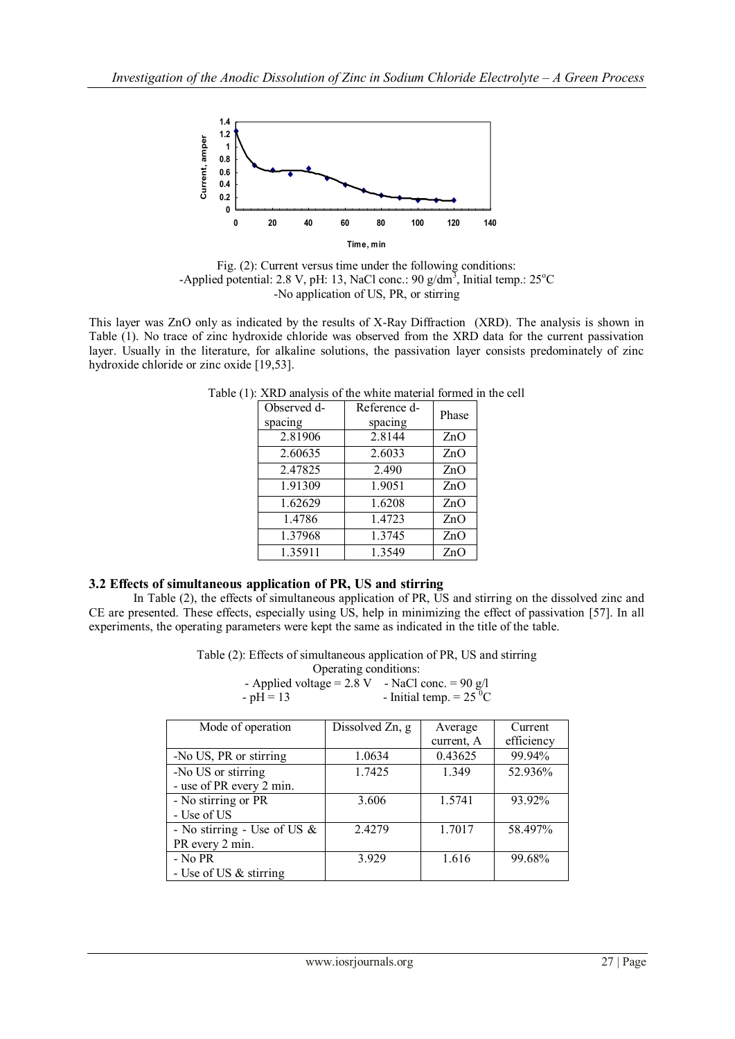Fig. (2): Current versus time under the following conditions:
-Applied potential: 2.8 V, pH: 13, NaCl conc.: 90 $g/dm^3$, Initial temp.: 25°C
-No application of US, PR, or stirring

This layer was ZnO only as indicated by the results of X-Ray Diffraction (XRD). The analysis is shown in Table (1). No trace of zinc hydroxide chloride was observed from the XRD data for the current passivation layer. Usually in the literature, for alkaline solutions, the passivation layer consists predominately of zinc hydroxide chloride or zinc oxide [19,53].

Table (1): XRD analysis of the white material formed in the cell

| Observed d-spacing | Reference d-spacing | Phase |
|---|---|---|
| 2.81906 | 2.8144 | ZnO |
| 2.60635 | 2.6033 | ZnO |
| 2.47825 | 2.490 | ZnO |
| 1.91309 | 1.9051 | ZnO |
| 1.62629 | 1.6208 | ZnO |
| 1.4786 | 1.4723 | ZnO |
| 1.37968 | 1.3745 | ZnO |
| 1.35911 | 1.3549 | ZnO |

### 3.2 Effects of simultaneous application of PR, US and stirring

In Table (2), the effects of simultaneous application of PR, US and stirring on the dissolved zinc and CE are presented. These effects, especially using US, help in minimizing the effect of passivation [57]. In all experiments, the operating parameters were kept the same as indicated in the title of the table.

Table (2): Effects of simultaneous application of PR, US and stirring
Operating conditions:
- Applied voltage = 2.8 V - NaCl conc. = 90 g/l
- pH = 13 - Initial temp. = 25 °C

| Mode of operation | Dissolved Zn, g | Average current, A | Current efficiency |
|---|---|---|---|
| -No US, PR or stirring | 1.0634 | 0.43625 | 99.94% |
| -No US or stirring<br>- use of PR every 2 min. | 1.7425 | 1.349 | 52.936% |
| - No stirring or PR<br>- Use of US | 3.606 | 1.5741 | 93.92% |
| - No stirring - Use of US & PR every 2 min. | 2.4279 | 1.7017 | 58.497% |
| - No PR<br>- Use of US & stirring | 3.929 | 1.616 | 99.68% |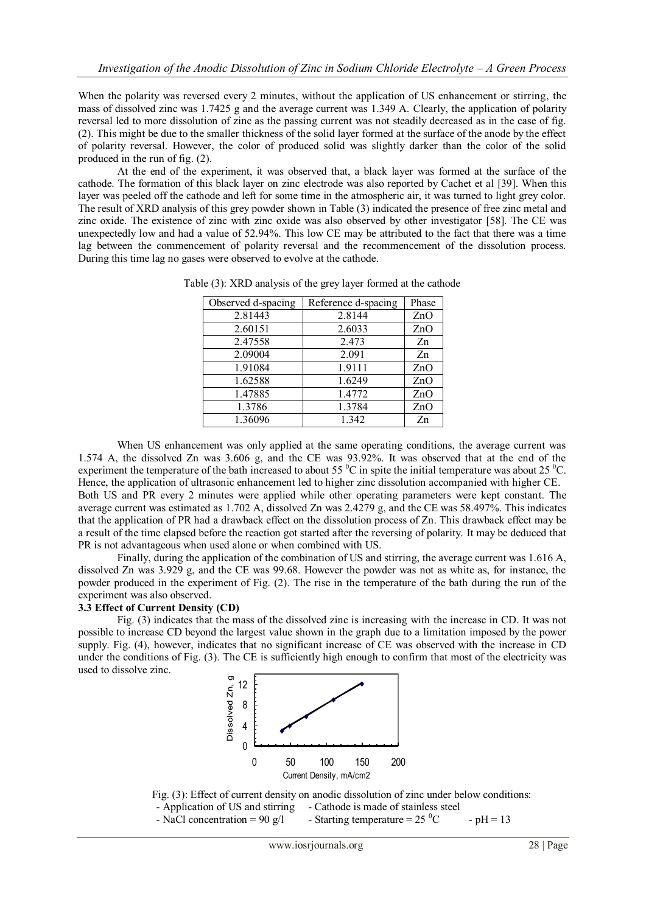When the polarity was reversed every 2 minutes, without the application of US enhancement or stirring, the mass of dissolved zinc was 1.7425 g and the average current was 1.349 A. Clearly, the application of polarity reversal led to more dissolution of zinc as the passing current was not steadily decreased as in the case of fig. (2). This might be due to the smaller thickness of the solid layer formed at the surface of the anode by the effect of polarity reversal. However, the color of produced solid was slightly darker than the color of the solid produced in the run of fig. (2).

At the end of the experiment, it was observed that, a black layer was formed at the surface of the cathode. The formation of this black layer on zinc electrode was also reported by Cachet et al [39]. When this layer was peeled off the cathode and left for some time in the atmospheric air, it was turned to light grey color. The result of XRD analysis of this grey powder shown in Table (3) indicated the presence of free zinc metal and zinc oxide. The existence of zinc with zinc oxide was also observed by other investigator [58]. The CE was unexpectedly low and had a value of 52.94%. This low CE may be attributed to the fact that there was a time lag between the commencement of polarity reversal and the recommencement of the dissolution process. During this time lag no gases were observed to evolve at the cathode.

Table (3): XRD analysis of the grey layer formed at the cathode

| Observed d-spacing | Reference d-spacing | Phase |
|---|---|---|
| 2.81443 | 2.8144 | ZnO |
| 2.60151 | 2.6033 | ZnO |
| 2.47558 | 2.473 | Zn |
| 2.09004 | 2.091 | Zn |
| 1.91084 | 1.9111 | ZnO |
| 1.62588 | 1.6249 | ZnO |
| 1.47885 | 1.4772 | ZnO |
| 1.3786 | 1.3784 | ZnO |
| 1.36096 | 1.342 | Zn |

When US enhancement was only applied at the same operating conditions, the average current was 1.574 A, the dissolved Zn was 3.606 g, and the CE was 93.92%. It was observed that at the end of the experiment the temperature of the bath increased to about 55 $^0$C in spite the initial temperature was about 25 $^0$C. Hence, the application of ultrasonic enhancement led to higher zinc dissolution accompanied with higher CE.

Both US and PR every 2 minutes were applied while other operating parameters were kept constant. The average current was estimated as 1.702 A, dissolved Zn was 2.4279 g, and the CE was 58.497%. This indicates that the application of PR had a drawback effect on the dissolution process of Zn. This drawback effect may be a result of the time elapsed before the reaction got started after the reversing of polarity. It may be deduced that PR is not advantageous when used alone or when combined with US.

Finally, during the application of the combination of US and stirring, the average current was 1.616 A, dissolved Zn was 3.929 g, and the CE was 99.68. However the powder was not as white as, for instance, the powder produced in the experiment of Fig. (2). The rise in the temperature of the bath during the run of the experiment was also observed.

### 3.3 Effect of Current Density (CD)

Fig. (3) indicates that the mass of the dissolved zinc is increasing with the increase in CD. It was not possible to increase CD beyond the largest value shown in the graph due to a limitation imposed by the power supply. Fig. (4), however, indicates that no significant increase of CE was observed with the increase in CD under the conditions of Fig. (3). The CE is sufficiently high enough to confirm that most of the electricity was used to dissolve zinc.

Fig. (3): Effect of current density on anodic dissolution of zinc under below conditions:
- Application of US and stirring - Cathode is made of stainless steel
- NaCl concentration = 90 g/l - Starting temperature = 25 $^0$C - pH = 13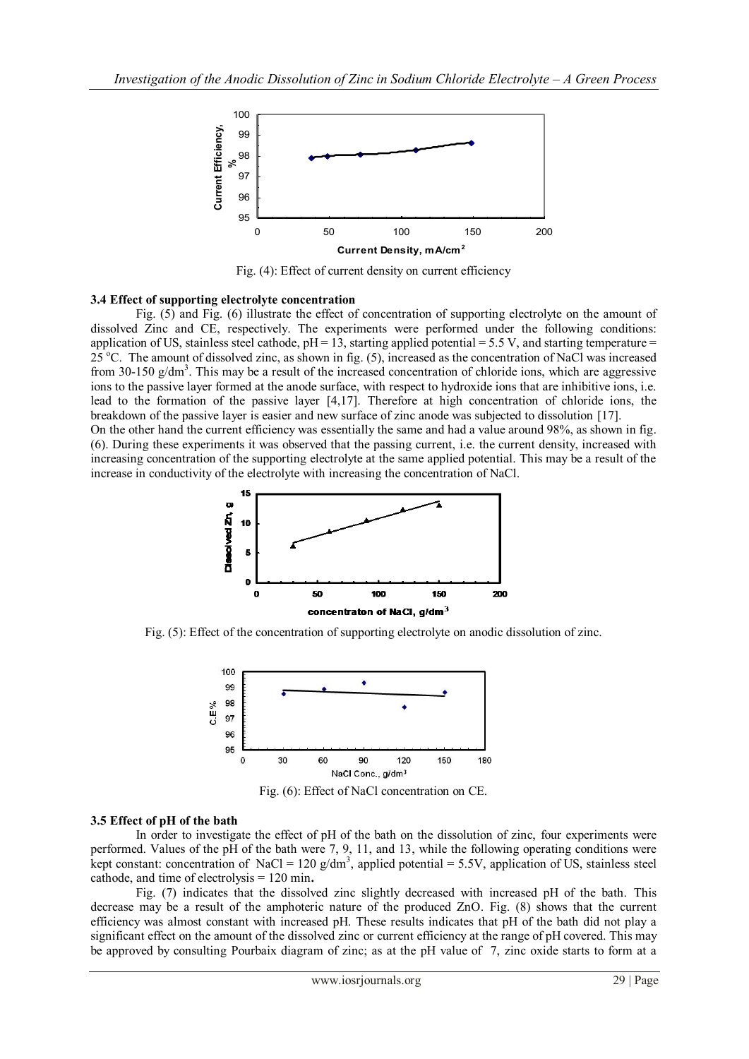Fig. (4): Effect of current density on current efficiency

### 3.4 Effect of supporting electrolyte concentration

Fig. (5) and Fig. (6) illustrate the effect of concentration of supporting electrolyte on the amount of dissolved Zinc and CE, respectively. The experiments were performed under the following conditions: application of US, stainless steel cathode, pH = 13, starting applied potential = 5.5 V, and starting temperature = 25 °C. The amount of dissolved zinc, as shown in fig. (5), increased as the concentration of NaCl was increased from 30-150 g/dm$^3$. This may be a result of the increased concentration of chloride ions, which are aggressive ions to the passive layer formed at the anode surface, with respect to hydroxide ions that are inhibitive ions, i.e. lead to the formation of the passive layer [4,17]. Therefore at high concentration of chloride ions, the breakdown of the passive layer is easier and new surface of zinc anode was subjected to dissolution [17].

On the other hand the current efficiency was essentially the same and had a value around 98%, as shown in fig. (6). During these experiments it was observed that the passing current, i.e. the current density, increased with increasing concentration of the supporting electrolyte at the same applied potential. This may be a result of the increase in conductivity of the electrolyte with increasing the concentration of NaCl.

Fig. (5): Effect of the concentration of supporting electrolyte on anodic dissolution of zinc.

Fig. (6): Effect of NaCl concentration on CE.

### 3.5 Effect of pH of the bath

In order to investigate the effect of pH of the bath on the dissolution of zinc, four experiments were performed. Values of the pH of the bath were 7, 9, 11, and 13, while the following operating conditions were kept constant: concentration of NaCl = 120 g/dm$^3$, applied potential = 5.5V, application of US, stainless steel cathode, and time of electrolysis = 120 min.

Fig. (7) indicates that the dissolved zinc slightly decreased with increased pH of the bath. This decrease may be a result of the amphoteric nature of the produced ZnO. Fig. (8) shows that the current efficiency was almost constant with increased pH. These results indicates that pH of the bath did not play a significant effect on the amount of the dissolved zinc or current efficiency at the range of pH covered. This may be approved by consulting Pourbaix diagram of zinc; as at the pH value of 7, zinc oxide starts to form at a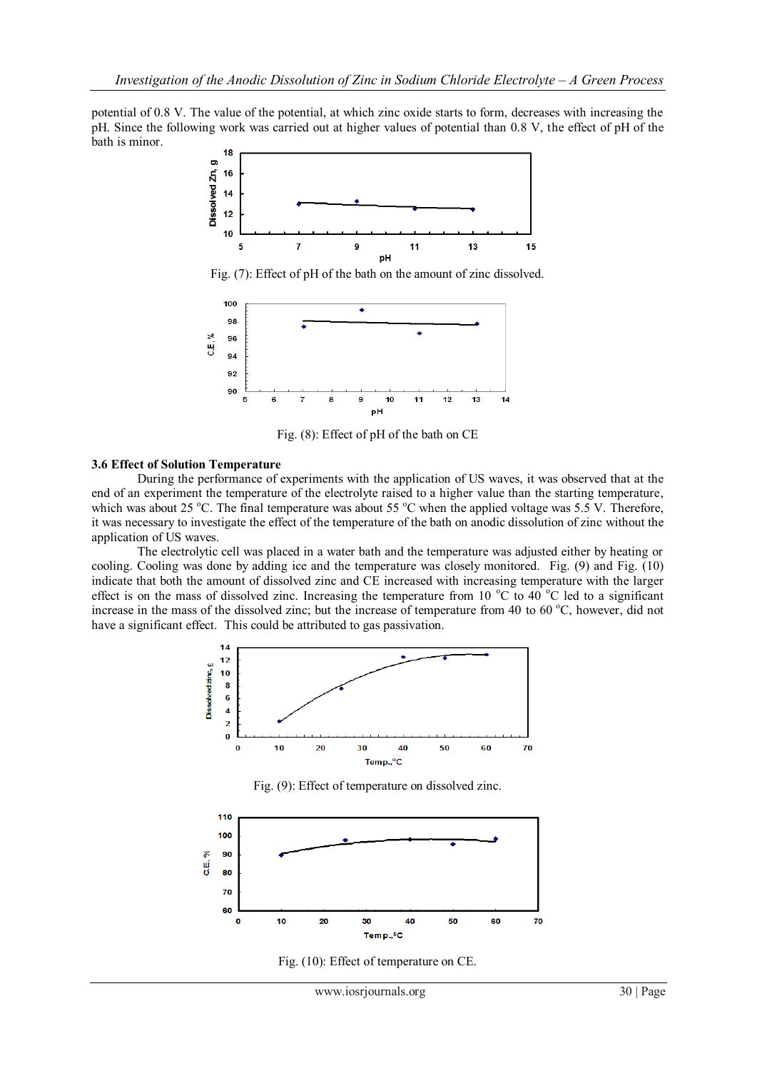potential of 0.8 V. The value of the potential, at which zinc oxide starts to form, decreases with increasing the pH. Since the following work was carried out at higher values of potential than 0.8 V, the effect of pH of the bath is minor.

Fig. (7): Effect of pH of the bath on the amount of zinc dissolved.

Fig. (8): Effect of pH of the bath on CE

### 3.6 Effect of Solution Temperature

During the performance of experiments with the application of US waves, it was observed that at the end of an experiment the temperature of the electrolyte raised to a higher value than the starting temperature, which was about 25 $^oC$. The final temperature was about 55 $^oC$ when the applied voltage was 5.5 V. Therefore, it was necessary to investigate the effect of the temperature of the bath on anodic dissolution of zinc without the application of US waves.

The electrolytic cell was placed in a water bath and the temperature was adjusted either by heating or cooling. Cooling was done by adding ice and the temperature was closely monitored. Fig. (9) and Fig. (10) indicate that both the amount of dissolved zinc and CE increased with increasing temperature with the larger effect is on the mass of dissolved zinc. Increasing the temperature from 10 $^oC$ to 40 $^oC$ led to a significant increase in the mass of the dissolved zinc; but the increase of temperature from 40 to 60 $^oC$, however, did not have a significant effect. This could be attributed to gas passivation.

Fig. (9): Effect of temperature on dissolved zinc.

Fig. (10): Effect of temperature on CE.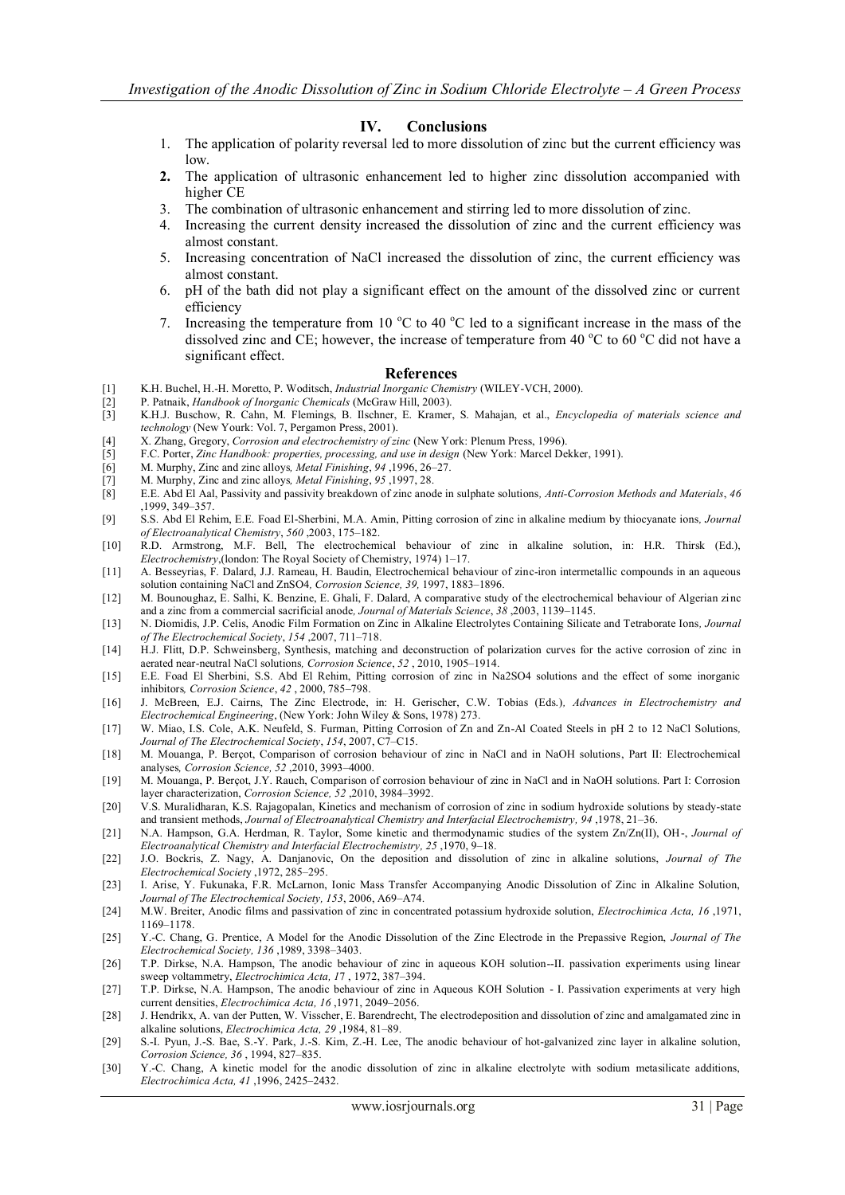## IV. Conclusions

1. The application of polarity reversal led to more dissolution of zinc but the current efficiency was low.
2. **The** application of ultrasonic enhancement led to higher zinc dissolution accompanied with higher CE
3. The combination of ultrasonic enhancement and stirring led to more dissolution of zinc.
4. Increasing the current density increased the dissolution of zinc and the current efficiency was almost constant.
5. Increasing concentration of NaCl increased the dissolution of zinc, the current efficiency was almost constant.
6. pH of the bath did not play a significant effect on the amount of the dissolved zinc or current efficiency
7. Increasing the temperature from 10 $^oC$ to 40 $^oC$ led to a significant increase in the mass of the dissolved zinc and CE; however, the increase of temperature from 40 $^oC$ to 60 $^oC$ did not have a significant effect.

## References

[1] K.H. Buchel, H.-H. Moretto, P. Woditsch, *Industrial Inorganic Chemistry* (WILEY-VCH, 2000).

[2] P. Patnaik, *Handbook of Inorganic Chemicals* (McGraw Hill, 2003).

[3] K.H.J. Buschow, R. Cahn, M. Flemings, B. Ilschner, E. Kramer, S. Mahajan, et al., *Encyclopedia of materials science and technology* (New Yourk: Vol. 7, Pergamon Press, 2001).

[4] X. Zhang, Gregory, *Corrosion and electrochemistry of zinc* (New York: Plenum Press, 1996).

[5] F.C. Porter, *Zinc Handbook: properties, processing, and use in design* (New York: Marcel Dekker, 1991).

[6] M. Murphy, Zinc and zinc alloys*, Metal Finishing*, *94* ,1996, 26–27.

[7] M. Murphy, Zinc and zinc alloys*, Metal Finishing*, *95* ,1997, 28.

[8] E.E. Abd El Aal, Passivity and passivity breakdown of zinc anode in sulphate solutions*, Anti-Corrosion Methods and Materials*, *46* ,1999, 349–357.

[9] S.S. Abd El Rehim, E.E. Foad El-Sherbini, M.A. Amin, Pitting corrosion of zinc in alkaline medium by thiocyanate ions*, Journal of Electroanalytical Chemistry*, *560* ,2003, 175–182.

[10] R.D. Armstrong, M.F. Bell, The electrochemical behaviour of zinc in alkaline solution, in: H.R. Thirsk (Ed.), *Electrochemistry*,(london: The Royal Society of Chemistry, 1974) 1–17.

[11] A. Besseyrias, F. Dalard, J.J. Rameau, H. Baudin, Electrochemical behaviour of zinc-iron intermetallic compounds in an aqueous solution containing NaCl and ZnSO4*, Corrosion Science, 39,* 1997, 1883–1896.

[12] M. Bounoughaz, E. Salhi, K. Benzine, E. Ghali, F. Dalard, A comparative study of the electrochemical behaviour of Algerian zinc and a zinc from a commercial sacrificial anode*, Journal of Materials Science*, *38* ,2003, 1139–1145.

[13] N. Diomidis, J.P. Celis, Anodic Film Formation on Zinc in Alkaline Electrolytes Containing Silicate and Tetraborate Ions*, Journal of The Electrochemical Society*, *154* ,2007, 711–718.

[14] H.J. Flitt, D.P. Schweinsberg, Synthesis, matching and deconstruction of polarization curves for the active corrosion of zinc in aerated near-neutral NaCl solutions*, Corrosion Science*, *52* , 2010, 1905–1914.

[15] E.E. Foad El Sherbini, S.S. Abd El Rehim, Pitting corrosion of zinc in Na2SO4 solutions and the effect of some inorganic inhibitors*, Corrosion Science*, *42* , 2000, 785–798.

[16] J. McBreen, E.J. Cairns, The Zinc Electrode, in: H. Gerischer, C.W. Tobias (Eds.)*, Advances in Electrochemistry and Electrochemical Engineering*, (New York: John Wiley & Sons, 1978) 273.

[17] W. Miao, I.S. Cole, A.K. Neufeld, S. Furman, Pitting Corrosion of Zn and Zn-Al Coated Steels in pH 2 to 12 NaCl Solutions*, Journal of The Electrochemical Society*, *154*, 2007, C7–C15.

[18] M. Mouanga, P. Berçot, Comparison of corrosion behaviour of zinc in NaCl and in NaOH solutions, Part II: Electrochemical analyses*, Corrosion Science, 52* ,2010, 3993–4000.

[19] M. Mouanga, P. Berçot, J.Y. Rauch, Comparison of corrosion behaviour of zinc in NaCl and in NaOH solutions. Part I: Corrosion layer characterization, *Corrosion Science, 52* ,2010, 3984–3992.

[20] V.S. Muralidharan, K.S. Rajagopalan, Kinetics and mechanism of corrosion of zinc in sodium hydroxide solutions by steady-state and transient methods, *Journal of Electroanalytical Chemistry and Interfacial Electrochemistry, 94* ,1978, 21–36.

[21] N.A. Hampson, G.A. Herdman, R. Taylor, Some kinetic and thermodynamic studies of the system Zn/Zn(II), OH-, *Journal of Electroanalytical Chemistry and Interfacial Electrochemistry, 25* ,1970, 9–18.

[22] J.O. Bockris, Z. Nagy, A. Danjanovic, On the deposition and dissolution of zinc in alkaline solutions, *Journal of The Electrochemical Society* ,1972, 285–295.

[23] I. Arise, Y. Fukunaka, F.R. McLarnon, Ionic Mass Transfer Accompanying Anodic Dissolution of Zinc in Alkaline Solution, *Journal of The Electrochemical Society, 153*, 2006, A69–A74.

[24] M.W. Breiter, Anodic films and passivation of zinc in concentrated potassium hydroxide solution, *Electrochimica Acta, 16* ,1971, 1169–1178.

[25] Y.-C. Chang, G. Prentice, A Model for the Anodic Dissolution of the Zinc Electrode in the Prepassive Region, *Journal of The Electrochemical Society, 136* ,1989, 3398–3403.

[26] T.P. Dirkse, N.A. Hampson, The anodic behaviour of zinc in aqueous KOH solution--II. passivation experiments using linear sweep voltammetry, *Electrochimica Acta, 17* , 1972, 387–394.

[27] T.P. Dirkse, N.A. Hampson, The anodic behaviour of zinc in Aqueous KOH Solution - I. Passivation experiments at very high current densities, *Electrochimica Acta, 16* ,1971, 2049–2056.

[28] J. Hendrikx, A. van der Putten, W. Visscher, E. Barendrecht, The electrodeposition and dissolution of zinc and amalgamated zinc in alkaline solutions, *Electrochimica Acta, 29* ,1984, 81–89.

[29] S.-I. Pyun, J.-S. Bae, S.-Y. Park, J.-S. Kim, Z.-H. Lee, The anodic behaviour of hot-galvanized zinc layer in alkaline solution, *Corrosion Science, 36* , 1994, 827–835.

[30] Y.-C. Chang, A kinetic model for the anodic dissolution of zinc in alkaline electrolyte with sodium metasilicate additions, *Electrochimica Acta, 41* ,1996, 2425–2432.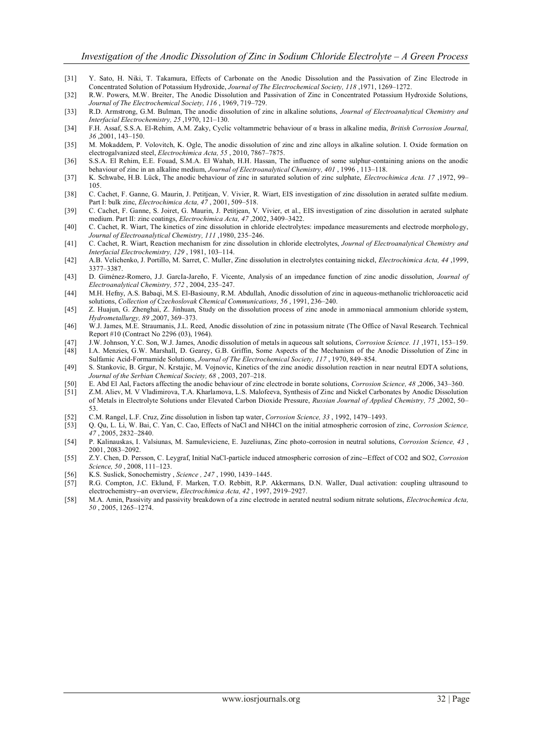[31] Y. Sato, H. Niki, T. Takamura, Effects of Carbonate on the Anodic Dissolution and the Passivation of Zinc Electrode in Concentrated Solution of Potassium Hydroxide, *Journal of The Electrochemical Society, 118* ,1971, 1269–1272.

[32] R.W. Powers, M.W. Breiter, The Anodic Dissolution and Passivation of Zinc in Concentrated Potassium Hydroxide Solutions, *Journal of The Electrochemical Society, 116* , 1969, 719–729.

[33] R.D. Armstrong, G.M. Bulman, The anodic dissolution of zinc in alkaline solutions, *Journal of Electroanalytical Chemistry and Interfacial Electrochemistry, 25* ,1970, 121–130.

[34] F.H. Assaf, S.S.A. El-Rehim, A.M. Zaky, Cyclic voltammetric behaviour of α brass in alkaline media, *British Corrosion Journal, 36* ,2001, 143–150.

[35] M. Mokaddem, P. Volovitch, K. Ogle, The anodic dissolution of zinc and zinc alloys in alkaline solution. I. Oxide formation on electrogalvanized steel, *Electrochimica Acta, 55* , 2010, 7867–7875.

[36] S.S.A. El Rehim, E.E. Fouad, S.M.A. El Wahab, H.H. Hassan, The influence of some sulphur-containing anions on the anodic behaviour of zinc in an alkaline medium, *Journal of Electroanalytical Chemistry, 401* , 1996 , 113–118.

[37] K. Schwabe, H.B. Lück, The anodic behaviour of zinc in saturated solution of zinc sulphate, *Electrochimica Acta. 17* ,1972, 99–105.

[38] C. Cachet, F. Ganne, G. Maurin, J. Petitjean, V. Vivier, R. Wiart, EIS investigation of zinc dissolution in aerated sulfate medium. Part I: bulk zinc, *Electrochimica Acta, 47* , 2001, 509–518.

[39] C. Cachet, F. Ganne, S. Joiret, G. Maurin, J. Petitjean, V. Vivier, et al., EIS investigation of zinc dissolution in aerated sulphate medium. Part II: zinc coatings, *Electrochimica Acta, 47* ,2002, 3409–3422.

[40] C. Cachet, R. Wiart, The kinetics of zinc dissolution in chloride electrolytes: impedance measurements and electrode morphology, *Journal of Electroanalytical Chemistry, 111* ,1980, 235–246.

[41] C. Cachet, R. Wiart, Reaction mechanism for zinc dissolution in chloride electrolytes, *Journal of Electroanalytical Chemistry and Interfacial Electrochemistry, 129* , 1981, 103–114.

[42] A.B. Velichenko, J. Portillo, M. Sarret, C. Muller, Zinc dissolution in electrolytes containing nickel, *Electrochimica Acta, 44* ,1999, 3377–3387.

[43] D. Giménez-Romero, J.J. GarcIa-Jareño, F. Vicente, Analysis of an impedance function of zinc anodic dissolution, *Journal of Electroanalytical Chemistry, 572* , 2004, 235–247.

[44] M.H. Hefny, A.S. Babaqi, M.S. El-Basiouny, R.M. Abdullah, Anodic dissolution of zinc in aqueous-methanolic trichloroacetic acid solutions, *Collection of Czechoslovak Chemical Communications, 56* , 1991, 236–240.

[45] Z. Huajun, G. Zhenghai, Z. Jinhuan, Study on the dissolution process of zinc anode in ammoniacal ammonium chloride system, *Hydrometallurgy, 89* ,2007, 369–373.

[46] W.J. James, M.E. Straumanis, J.L. Reed, Anodic dissolution of zinc in potassium nitrate (The Office of Naval Research. Technical Report #10 (Contract No 2296 (03), 1964).

[47] J.W. Johnson, Y.C. Son, W.J. James, Anodic dissolution of metals in aqueous salt solutions, *Corrosion Science. 11* ,1971, 153–159.

[48] I.A. Menzies, G.W. Marshall, D. Gearey, G.B. Griffin, Some Aspects of the Mechanism of the Anodic Dissolution of Zinc in Sulfamic Acid-Formamide Solutions, *Journal of The Electrochemical Society, 117* , 1970, 849–854.

[49] S. Stankovic, B. Grgur, N. Krstajic, M. Vojnovic, Kinetics of the zinc anodic dissolution reaction in near neutral EDTA solutions, *Journal of the Serbian Chemical Society, 68* , 2003, 207–218.

[50] E. Abd El Aal, Factors affecting the anodic behaviour of zinc electrode in borate solutions, *Corrosion Science, 48* ,2006, 343–360.

[51] Z.M. Aliev, M. V Vladimirova, T.A. Kharlamova, L.S. Malofeeva, Synthesis of Zinc and Nickel Carbonates by Anodic Dissolution of Metals in Electrolyte Solutions under Elevated Carbon Dioxide Pressure, *Russian Journal of Applied Chemistry, 75* ,2002, 50–53.

[52] C.M. Rangel, L.F. Cruz, Zinc dissolution in lisbon tap water, *Corrosion Science, 33* , 1992, 1479–1493.

[53] Q. Qu, L. Li, W. Bai, C. Yan, C. Cao, Effects of NaCl and NH4Cl on the initial atmospheric corrosion of zinc, *Corrosion Science, 47* , 2005, 2832–2840.

[54] P. Kalinauskas, I. Valsiunas, M. Samuleviciene, E. Juzeliunas, Zinc photo-corrosion in neutral solutions, *Corrosion Science, 43* , 2001, 2083–2092.

[55] Z.Y. Chen, D. Persson, C. Leygraf, Initial NaCl-particle induced atmospheric corrosion of zinc--Effect of CO2 and SO2, *Corrosion Science, 50* , 2008, 111–123.

[56] K.S. Suslick, Sonochemistry , *Science , 247* , 1990, 1439–1445.

[57] R.G. Compton, J.C. Eklund, F. Marken, T.O. Rebbitt, R.P. Akkermans, D.N. Waller, Dual activation: coupling ultrasound to electrochemistry--an overview, *Electrochimica Acta, 42* , 1997, 2919–2927.

[58] M.A. Amin, Passivity and passivity breakdown of a zinc electrode in aerated neutral sodium nitrate solutions, *Electrochemica Acta, 50* , 2005, 1265–1274.